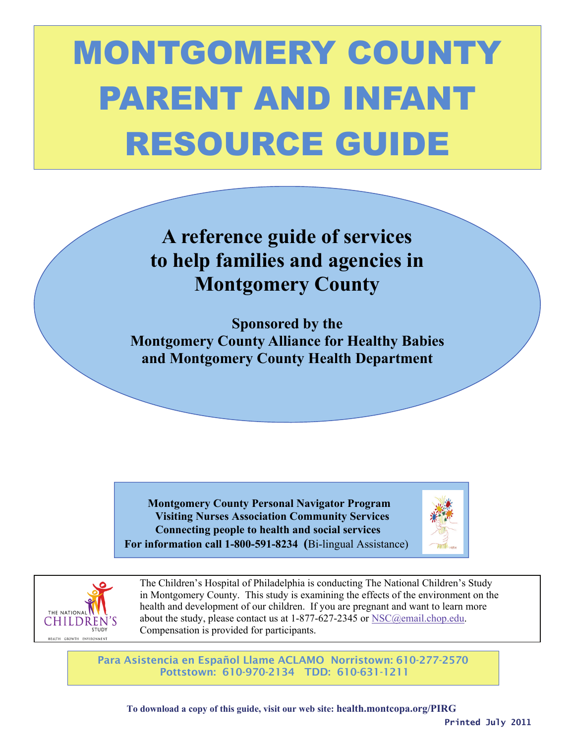# MONTGOMERY COUNTY PARENT AND INFANT RESOURCE GUIDE

**A reference guide of services to help families and agencies in Montgomery County**

**Sponsored by the Montgomery County Alliance for Healthy Babies and Montgomery County Health Department**

**Montgomery County Personal Navigator Program**
**Visiting Nurses Association Community Services**
**Connecting people to health and social services**
**For information call 1-800-591-8234** (Bi-lingual Assistance)

The Children's Hospital of Philadelphia is conducting The National Children's Study in Montgomery County. This study is examining the effects of the environment on the health and development of our children. If you are pregnant and want to learn more about the study, please contact us at 1-877-627-2345 or NSC@email.chop.edu. Compensation is provided for participants.

Para Asistencia en Español Llame ACLAMO Norristown: 610-277-2570
Pottstown: 610-970-2134 TDD: 610-631-1211

**To download a copy of this guide, visit our web site: health.montcopa.org/PIRG**

**Printed July 2011**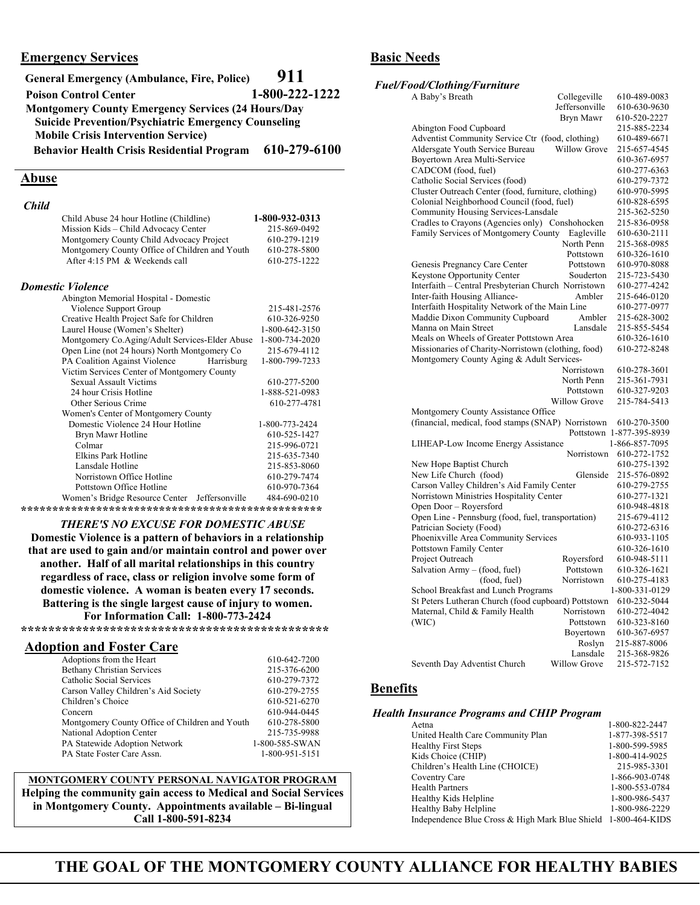## Emergency Services

| | |
|---|---|
| **General Emergency (Ambulance, Fire, Police)** | **911** |
| **Poison Control Center** | **1-800-222-1222** |
| **Montgomery County Emergency Services (24 Hours/Day Suicide Prevention/Psychiatric Emergency Counseling Mobile Crisis Intervention Service) Behavior Health Crisis Residential Program** | **610-279-6100** |

## Abuse

### *Child*

| | |
|---|---|
| Child Abuse 24 hour Hotline (Childline) | **1-800-932-0313** |
| Mission Kids – Child Advocacy Center | 215-869-0492 |
| Montgomery County Child Advocacy Project | 610-279-1219 |
| Montgomery County Office of Children and Youth | 610-278-5800 |
| After 4:15 PM & Weekends call | 610-275-1222 |

### *Domestic Violence*

| | |
|---|---|
| Abington Memorial Hospital - Domestic Violence Support Group | 215-481-2576 |
| Creative Health Project Safe for Children | 610-326-9250 |
| Laurel House (Women's Shelter) | 1-800-642-3150 |
| Montgomery Co.Aging/Adult Services-Elder Abuse | 1-800-734-2020 |
| Open Line (not 24 hours) North Montgomery Co | 215-679-4112 |
| PA Coalition Against Violence Harrisburg | 1-800-799-7233 |
| Victim Services Center of Montgomery County | |
| Sexual Assault Victims | 610-277-5200 |
| 24 hour Crisis Hotline | 1-888-521-0983 |
| Other Serious Crime | 610-277-4781 |
| Women's Center of Montgomery County | |
| Domestic Violence 24 Hour Hotline | 1-800-773-2424 |
| Bryn Mawr Hotline | 610-525-1427 |
| Colmar | 215-996-0721 |
| Elkins Park Hotline | 215-635-7340 |
| Lansdale Hotline | 215-853-8060 |
| Norristown Office Hotline | 610-279-7474 |
| Pottstown Office Hotline | 610-970-7364 |
| Women's Bridge Resource Center Jeffersonville | 484-690-0210 |

*********************************************

***THERE'S NO EXCUSE FOR DOMESTIC ABUSE***

**Domestic Violence is a pattern of behaviors in a relationship that are used to gain and/or maintain control and power over another. Half of all marital relationships in this country regardless of race, class or religion involve some form of domestic violence. A woman is beaten every 17 seconds. Battering is the single largest cause of injury to women. For Information Call: 1-800-773-2424**

*********************************************

## Adoption and Foster Care

| | |
|---|---|
| Adoptions from the Heart | 610-642-7200 |
| Bethany Christian Services | 215-376-6200 |
| Catholic Social Services | 610-279-7372 |
| Carson Valley Children's Aid Society | 610-279-2755 |
| Children's Choice | 610-521-6270 |
| Concern | 610-944-0445 |
| Montgomery County Office of Children and Youth | 610-278-5800 |
| National Adoption Center | 215-735-9988 |
| PA Statewide Adoption Network | 1-800-585-SWAN |
| PA State Foster Care Assn. | 1-800-951-5151 |

**MONTGOMERY COUNTY PERSONAL NAVIGATOR PROGRAM**
**Helping the community gain access to Medical and Social Services in Montgomery County. Appointments available – Bi-lingual Call 1-800-591-8234**

## Basic Needs

### *Fuel/Food/Clothing/Furniture*

| | | |
|---|---|---|
| A Baby's Breath | Collegeville | 610-489-0083 |
| | Jeffersonville | 610-630-9630 |
| | Bryn Mawr | 610-520-2227 |
| Abington Food Cupboard | | 215-885-2234 |
| Adventist Community Service Ctr (food, clothing) | | 610-489-6671 |
| Aldersgate Youth Service Bureau | Willow Grove | 215-657-4545 |
| Boyertown Area Multi-Service | | 610-367-6957 |
| CADCOM (food, fuel) | | 610-277-6363 |
| Catholic Social Services (food) | | 610-279-7372 |
| Cluster Outreach Center (food, furniture, clothing) | | 610-970-5995 |
| Colonial Neighborhood Council (food, fuel) | | 610-828-6595 |
| Community Housing Services-Lansdale | | 215-362-5250 |
| Cradles to Crayons (Agencies only) | Conshohocken | 215-836-0958 |
| Family Services of Montgomery County | Eagleville | 610-630-2111 |
| | North Penn | 215-368-0985 |
| | Pottstown | 610-326-1610 |
| Genesis Pregnancy Care Center | Pottstown | 610-970-8088 |
| Keystone Opportunity Center | Souderton | 215-723-5430 |
| Interfaith – Central Presbyterian Church | Norristown | 610-277-4242 |
| Inter-faith Housing Alliance- | Ambler | 215-646-0120 |
| Interfaith Hospitality Network of the Main Line | | 610-277-0977 |
| Maddie Dixon Community Cupboard | Ambler | 215-628-3002 |
| Manna on Main Street | Lansdale | 215-855-5454 |
| Meals on Wheels of Greater Pottstown Area | | 610-326-1610 |
| Missionaries of Charity-Norristown (clothing, food) | | 610-272-8248 |
| Montgomery County Aging & Adult Services- | | |
| | Norristown | 610-278-3601 |
| | North Penn | 215-361-7931 |
| | Pottstown | 610-327-9203 |
| | Willow Grove | 215-784-5413 |
| Montgomery County Assistance Office (financial, medical, food stamps (SNAP) | Norristown | 610-270-3500 |
| | Pottstown | 1-877-395-8939 |
| LIHEAP-Low Income Energy Assistance | | 1-866-857-7095 |
| | Norristown | 610-272-1752 |
| New Hope Baptist Church | | 610-275-1392 |
| New Life Church (food) | Glenside | 215-576-0892 |
| Carson Valley Children's Aid Family Center | | 610-279-2755 |
| Norristown Ministries Hospitality Center | | 610-277-1321 |
| Open Door – Royersford | | 610-948-4818 |
| Open Line - Pennsburg (food, fuel, transportation) | | 215-679-4112 |
| Patrician Society (Food) | | 610-272-6316 |
| Phoenixville Area Community Services | | 610-933-1105 |
| Pottstown Family Center | | 610-326-1610 |
| Project Outreach | Royersford | 610-948-5111 |
| Salvation Army – (food, fuel) | Pottstown | 610-326-1621 |
| (food, fuel) | Norristown | 610-275-4183 |
| School Breakfast and Lunch Programs | | 1-800-331-0129 |
| St Peters Lutheran Church (food cupboard) | Pottstown | 610-232-5044 |
| Maternal, Child & Family Health | Norristown | 610-272-4042 |
| (WIC) | Pottstown | 610-323-8160 |
| | Boyertown | 610-367-6957 |
| | Roslyn | 215-887-8006 |
| | Lansdale | 215-368-9826 |
| Seventh Day Adventist Church | Willow Grove | 215-572-7152 |

## Benefits

### *Health Insurance Programs and CHIP Program*

| | |
|---|---|
| Aetna | 1-800-822-2447 |
| United Health Care Community Plan | 1-877-398-5517 |
| Healthy First Steps | 1-800-599-5985 |
| Kids Choice (CHIP) | 1-800-414-9025 |
| Children's Health Line (CHOICE) | 215-985-3301 |
| Coventry Care | 1-866-903-0748 |
| Health Partners | 1-800-553-0784 |
| Healthy Kids Helpline | 1-800-986-5437 |
| Healthy Baby Helpline | 1-800-986-2229 |
| Independence Blue Cross & High Mark Blue Shield | 1-800-464-KIDS |

**THE GOAL OF THE MONTGOMERY COUNTY ALLIANCE FOR HEALTHY BABIES**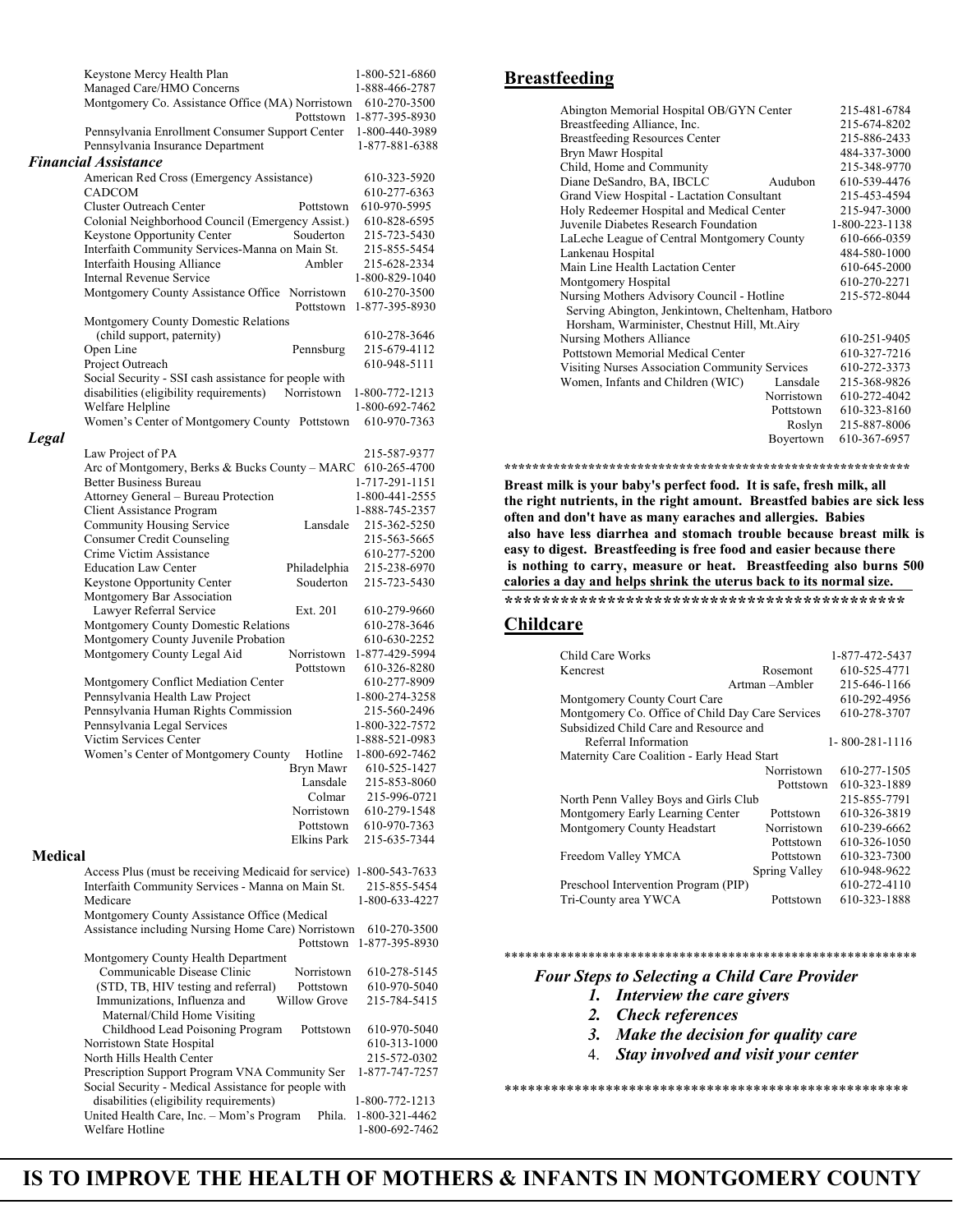| | | |
|---|---|---|
| Keystone Mercy Health Plan | | 1-800-521-6860 |
| Managed Care/HMO Concerns | | 1-888-466-2787 |
| Montgomery Co. Assistance Office (MA) | Norristown | 610-270-3500 |
| | Pottstown | 1-877-395-8930 |
| Pennsylvania Enrollment Consumer Support Center | | 1-800-440-3989 |
| Pennsylvania Insurance Department | | 1-877-881-6388 |

### *Financial Assistance*

| | | |
|---|---|---|
| American Red Cross (Emergency Assistance) | | 610-323-5920 |
| CADCOM | | 610-277-6363 |
| Cluster Outreach Center | Pottstown | 610-970-5995 |
| Colonial Neighborhood Council (Emergency Assist.) | | 610-828-6595 |
| Keystone Opportunity Center | Souderton | 215-723-5430 |
| Interfaith Community Services-Manna on Main St. | | 215-855-5454 |
| Interfaith Housing Alliance | Ambler | 215-628-2334 |
| Internal Revenue Service | | 1-800-829-1040 |
| Montgomery County Assistance Office | Norristown | 610-270-3500 |
| | Pottstown | 1-877-395-8930 |
| Montgomery County Domestic Relations (child support, paternity) | | 610-278-3646 |
| Open Line | Pennsburg | 215-679-4112 |
| Project Outreach | | 610-948-5111 |
| Social Security - SSI cash assistance for people with disabilities (eligibility requirements) | Norristown | 1-800-772-1213 |
| Welfare Helpline | | 1-800-692-7462 |
| Women's Center of Montgomery County | Pottstown | 610-970-7363 |

### *Legal*

| | | |
|---|---|---|
| Law Project of PA | | 215-587-9377 |
| Arc of Montgomery, Berks & Bucks County – MARC | | 610-265-4700 |
| Better Business Bureau | | 1-717-291-1151 |
| Attorney General – Bureau Protection | | 1-800-441-2555 |
| Client Assistance Program | | 1-888-745-2357 |
| Community Housing Service | Lansdale | 215-362-5250 |
| Consumer Credit Counseling | | 215-563-5665 |
| Crime Victim Assistance | | 610-277-5200 |
| Education Law Center | Philadelphia | 215-238-6970 |
| Keystone Opportunity Center | Souderton | 215-723-5430 |
| Montgomery Bar Association Lawyer Referral Service | Ext. 201 | 610-279-9660 |
| Montgomery County Domestic Relations | | 610-278-3646 |
| Montgomery County Juvenile Probation | | 610-630-2252 |
| Montgomery County Legal Aid | Norristown | 1-877-429-5994 |
| | Pottstown | 610-326-8280 |
| Montgomery Conflict Mediation Center | | 610-277-8909 |
| Pennsylvania Health Law Project | | 1-800-274-3258 |
| Pennsylvania Human Rights Commission | | 215-560-2496 |
| Pennsylvania Legal Services | | 1-800-322-7572 |
| Victim Services Center | | 1-888-521-0983 |
| Women's Center of Montgomery County | Hotline | 1-800-692-7462 |
| | Bryn Mawr | 610-525-1427 |
| | Lansdale | 215-853-8060 |
| | Colmar | 215-996-0721 |
| | Norristown | 610-279-1548 |
| | Pottstown | 610-970-7363 |
| | Elkins Park | 215-635-7344 |

### Medical

| | | |
|---|---|---|
| Access Plus (must be receiving Medicaid for service) | | 1-800-543-7633 |
| Interfaith Community Services - Manna on Main St. | | 215-855-5454 |
| Medicare | | 1-800-633-4227 |
| Montgomery County Assistance Office (Medical Assistance including Nursing Home Care) | Norristown | 610-270-3500 |
| | Pottstown | 1-877-395-8930 |
| Montgomery County Health Department | | |
| Communicable Disease Clinic | Norristown | 610-278-5145 |
| (STD, TB, HIV testing and referral) | Pottstown | 610-970-5040 |
| Immunizations, Influenza and Maternal/Child Home Visiting | Willow Grove | 215-784-5415 |
| Childhood Lead Poisoning Program | Pottstown | 610-970-5040 |
| Norristown State Hospital | | 610-313-1000 |
| North Hills Health Center | | 215-572-0302 |
| Prescription Support Program VNA Community Ser | | 1-877-747-7257 |
| Social Security - Medical Assistance for people with disabilities (eligibility requirements) | | 1-800-772-1213 |
| United Health Care, Inc. – Mom's Program | Phila. | 1-800-321-4462 |
| Welfare Hotline | | 1-800-692-7462 |

## Breastfeeding

| | | |
|---|---|---|
| Abington Memorial Hospital OB/GYN Center | | 215-481-6784 |
| Breastfeeding Alliance, Inc. | | 215-674-8202 |
| Breastfeeding Resources Center | | 215-886-2433 |
| Bryn Mawr Hospital | | 484-337-3000 |
| Child, Home and Community | | 215-348-9770 |
| Diane DeSandro, BA, IBCLC | Audubon | 610-539-4476 |
| Grand View Hospital - Lactation Consultant | | 215-453-4594 |
| Holy Redeemer Hospital and Medical Center | | 215-947-3000 |
| Juvenile Diabetes Research Foundation | | 1-800-223-1138 |
| LaLeche League of Central Montgomery County | | 610-666-0359 |
| Lankenau Hospital | | 484-580-1000 |
| Main Line Health Lactation Center | | 610-645-2000 |
| Montgomery Hospital | | 610-270-2271 |
| Nursing Mothers Advisory Council - Hotline (Serving Abington, Jenkintown, Cheltenham, Hatboro, Horsham, Warminister, Chestnut Hill, Mt.Airy) | | 215-572-8044 |
| Nursing Mothers Alliance | | 610-251-9405 |
| Pottstown Memorial Medical Center | | 610-327-7216 |
| Visiting Nurses Association Community Services | | 610-272-3373 |
| Women, Infants and Children (WIC) | Lansdale | 215-368-9826 |
| | Norristown | 610-272-4042 |
| | Pottstown | 610-323-8160 |
| | Roslyn | 215-887-8006 |
| | Boyertown | 610-367-6957 |

*************************************************************

**Breast milk is your baby's perfect food. It is safe, fresh milk, all the right nutrients, in the right amount. Breastfed babies are sick less often and don't have as many earaches and allergies. Babies also have less diarrhea and stomach trouble because breast milk is easy to digest. Breastfeeding is free food and easier because there is nothing to carry, measure or heat. Breastfeeding also burns 500 calories a day and helps shrink the uterus back to its normal size.**

*******************************************

## Childcare

| | | |
|---|---|---|
| Child Care Works | | 1-877-472-5437 |
| Kencrest | Rosemont | 610-525-4771 |
| | Artman –Ambler | 215-646-1166 |
| Montgomery County Court Care | | 610-292-4956 |
| Montgomery Co. Office of Child Day Care Services | | 610-278-3707 |
| Subsidized Child Care and Resource and Referral Information | | 1- 800-281-1116 |
| Maternity Care Coalition - Early Head Start | Norristown | 610-277-1505 |
| | Pottstown | 610-323-1889 |
| North Penn Valley Boys and Girls Club | | 215-855-7791 |
| Montgomery Early Learning Center | Pottstown | 610-326-3819 |
| Montgomery County Headstart | Norristown | 610-239-6662 |
| | Pottstown | 610-326-1050 |
| Freedom Valley YMCA | Pottstown | 610-323-7300 |
| | Spring Valley | 610-948-9622 |
| Preschool Intervention Program (PIP) | | 610-272-4110 |
| Tri-County area YWCA | Pottstown | 610-323-1888 |

*************************************************************

***Four Steps to Selecting a Child Care Provider***

1. ***Interview the care givers***
2. ***Check references***
3. ***Make the decision for quality care***
4. ***Stay involved and visit your center***

*****************************************************

**IS TO IMPROVE THE HEALTH OF MOTHERS & INFANTS IN MONTGOMERY COUNTY**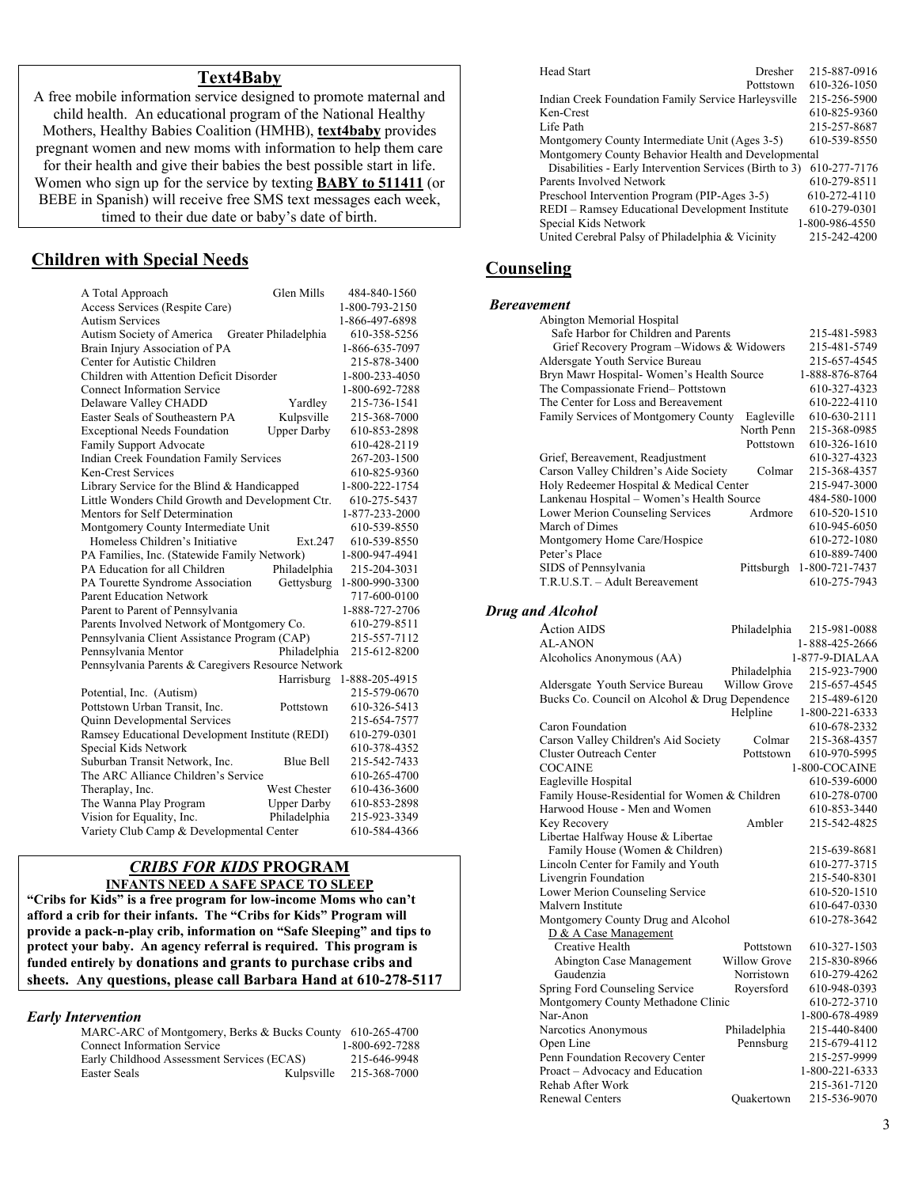## Text4Baby

A free mobile information service designed to promote maternal and child health. An educational program of the National Healthy Mothers, Healthy Babies Coalition (HMHB), **text4baby** provides pregnant women and new moms with information to help them care for their health and give their babies the best possible start in life. Women who sign up for the service by texting **BABY to 511411** (or BEBE in Spanish) will receive free SMS text messages each week, timed to their due date or baby's date of birth.

## Children with Special Needs

| | | |
|---|---|---|
| A Total Approach | Glen Mills | 484-840-1560 |
| Access Services (Respite Care) | | 1-800-793-2150 |
| Autism Services | | 1-866-497-6898 |
| Autism Society of America | Greater Philadelphia | 610-358-5256 |
| Brain Injury Association of PA | | 1-866-635-7097 |
| Center for Autistic Children | | 215-878-3400 |
| Children with Attention Deficit Disorder | | 1-800-233-4050 |
| Connect Information Service | | 1-800-692-7288 |
| Delaware Valley CHADD | Yardley | 215-736-1541 |
| Easter Seals of Southeastern PA | Kulpsville | 215-368-7000 |
| Exceptional Needs Foundation | Upper Darby | 610-853-2898 |
| Family Support Advocate | | 610-428-2119 |
| Indian Creek Foundation Family Services | | 267-203-1500 |
| Ken-Crest Services | | 610-825-9360 |
| Library Service for the Blind & Handicapped | | 1-800-222-1754 |
| Little Wonders Child Growth and Development Ctr. | | 610-275-5437 |
| Mentors for Self Determination | | 1-877-233-2000 |
| Montgomery County Intermediate Unit | | 610-539-8550 |
| Homeless Children's Initiative | Ext.247 | 610-539-8550 |
| PA Families, Inc. (Statewide Family Network) | | 1-800-947-4941 |
| PA Education for all Children | Philadelphia | 215-204-3031 |
| PA Tourette Syndrome Association | Gettysburg | 1-800-990-3300 |
| Parent Education Network | | 717-600-0100 |
| Parent to Parent of Pennsylvania | | 1-888-727-2706 |
| Parents Involved Network of Montgomery Co. | | 610-279-8511 |
| Pennsylvania Client Assistance Program (CAP) | | 215-557-7112 |
| Pennsylvania Mentor | Philadelphia | 215-612-8200 |
| Pennsylvania Parents & Caregivers Resource Network | Harrisburg | 1-888-205-4915 |
| Potential, Inc. (Autism) | | 215-579-0670 |
| Pottstown Urban Transit, Inc. | Pottstown | 610-326-5413 |
| Quinn Developmental Services | | 215-654-7577 |
| Ramsey Educational Development Institute (REDI) | | 610-279-0301 |
| Special Kids Network | | 610-378-4352 |
| Suburban Transit Network, Inc. | Blue Bell | 215-542-7433 |
| The ARC Alliance Children's Service | | 610-265-4700 |
| Theraplay, Inc. | West Chester | 610-436-3600 |
| The Wanna Play Program | Upper Darby | 610-853-2898 |
| Vision for Equality, Inc. | Philadelphia | 215-923-3349 |
| Variety Club Camp & Developmental Center | | 610-584-4366 |

### *CRIBS FOR KIDS* PROGRAM

**INFANTS NEED A SAFE SPACE TO SLEEP**

**"Cribs for Kids" is a free program for low-income Moms who can't afford a crib for their infants. The "Cribs for Kids" Program will provide a pack-n-play crib, information on "Safe Sleeping" and tips to protect your baby. An agency referral is required. This program is funded entirely by donations and grants to purchase cribs and sheets. Any questions, please call Barbara Hand at 610-278-5117**

### *Early Intervention*

| | | |
|---|---|---|
| MARC-ARC of Montgomery, Berks & Bucks County | | 610-265-4700 |
| Connect Information Service | | 1-800-692-7288 |
| Early Childhood Assessment Services (ECAS) | | 215-646-9948 |
| Easter Seals | Kulpsville | 215-368-7000 |
| Head Start | Dresher | 215-887-0916 |
| | Pottstown | 610-326-1050 |
| Indian Creek Foundation Family Service | Harleysville | 215-256-5900 |
| Ken-Crest | | 610-825-9360 |
| Life Path | | 215-257-8687 |
| Montgomery County Intermediate Unit (Ages 3-5) | | 610-539-8550 |
| Montgomery County Behavior Health and Developmental Disabilities - Early Intervention Services (Birth to 3) | | 610-277-7176 |
| Parents Involved Network | | 610-279-8511 |
| Preschool Intervention Program (PIP-Ages 3-5) | | 610-272-4110 |
| REDI – Ramsey Educational Development Institute | | 610-279-0301 |
| Special Kids Network | | 1-800-986-4550 |
| United Cerebral Palsy of Philadelphia & Vicinity | | 215-242-4200 |

## Counseling

### *Bereavement*

| | | |
|---|---|---|
| Abington Memorial Hospital | | |
| Safe Harbor for Children and Parents | | 215-481-5983 |
| Grief Recovery Program –Widows & Widowers | | 215-481-5749 |
| Aldersgate Youth Service Bureau | | 215-657-4545 |
| Bryn Mawr Hospital- Women's Health Source | | 1-888-876-8764 |
| The Compassionate Friend– Pottstown | | 610-327-4323 |
| The Center for Loss and Bereavement | | 610-222-4110 |
| Family Services of Montgomery County | Eagleville | 610-630-2111 |
| | North Penn | 215-368-0985 |
| | Pottstown | 610-326-1610 |
| Grief, Bereavement, Readjustment | | 610-327-4323 |
| Carson Valley Children's Aide Society | Colmar | 215-368-4357 |
| Holy Redeemer Hospital & Medical Center | | 215-947-3000 |
| Lankenau Hospital – Women's Health Source | | 484-580-1000 |
| Lower Merion Counseling Services | Ardmore | 610-520-1510 |
| March of Dimes | | 610-945-6050 |
| Montgomery Home Care/Hospice | | 610-272-1080 |
| Peter's Place | | 610-889-7400 |
| SIDS of Pennsylvania | Pittsburgh | 1-800-721-7437 |
| T.R.U.S.T. – Adult Bereavement | | 610-275-7943 |

### *Drug and Alcohol*

| | | |
|---|---|---|
| Action AIDS | Philadelphia | 215-981-0088 |
| AL-ANON | | 1-888-425-2666 |
| Alcoholics Anonymous (AA) | | 1-877-9-DIALAA |
| | Philadelphia | 215-923-7900 |
| Aldersgate Youth Service Bureau | Willow Grove | 215-657-4545 |
| Bucks Co. Council on Alcohol & Drug Dependence | | 215-489-6120 |
| | Helpline | 1-800-221-6333 |
| Caron Foundation | | 610-678-2332 |
| Carson Valley Children's Aid Society | Colmar | 215-368-4357 |
| Cluster Outreach Center | Pottstown | 610-970-5995 |
| COCAINE | | 1-800-COCAINE |
| Eagleville Hospital | | 610-539-6000 |
| Family House-Residential for Women & Children | | 610-278-0700 |
| Harwood House - Men and Women | | 610-853-3440 |
| Key Recovery | Ambler | 215-542-4825 |
| Libertae Halfway House & Libertae Family House (Women & Children) | | 215-639-8681 |
| Lincoln Center for Family and Youth | | 610-277-3715 |
| Livengrin Foundation | | 215-540-8301 |
| Lower Merion Counseling Service | | 610-520-1510 |
| Malvern Institute | | 610-647-0330 |
| Montgomery County Drug and Alcohol | | 610-278-3642 |
| D & A Case Management | | |
| Creative Health | Pottstown | 610-327-1503 |
| Abington Case Management | Willow Grove | 215-830-8966 |
| Gaudenzia | Norristown | 610-279-4262 |
| Spring Ford Counseling Service | Royersford | 610-948-0393 |
| Montgomery County Methadone Clinic | | 610-272-3710 |
| Nar-Anon | | 1-800-678-4989 |
| Narcotics Anonymous | Philadelphia | 215-440-8400 |
| Open Line | Pennsburg | 215-679-4112 |
| Penn Foundation Recovery Center | | 215-257-9999 |
| Proact – Advocacy and Education | | 1-800-221-6333 |
| Rehab After Work | | 215-361-7120 |
| Renewal Centers | Quakertown | 215-536-9070 |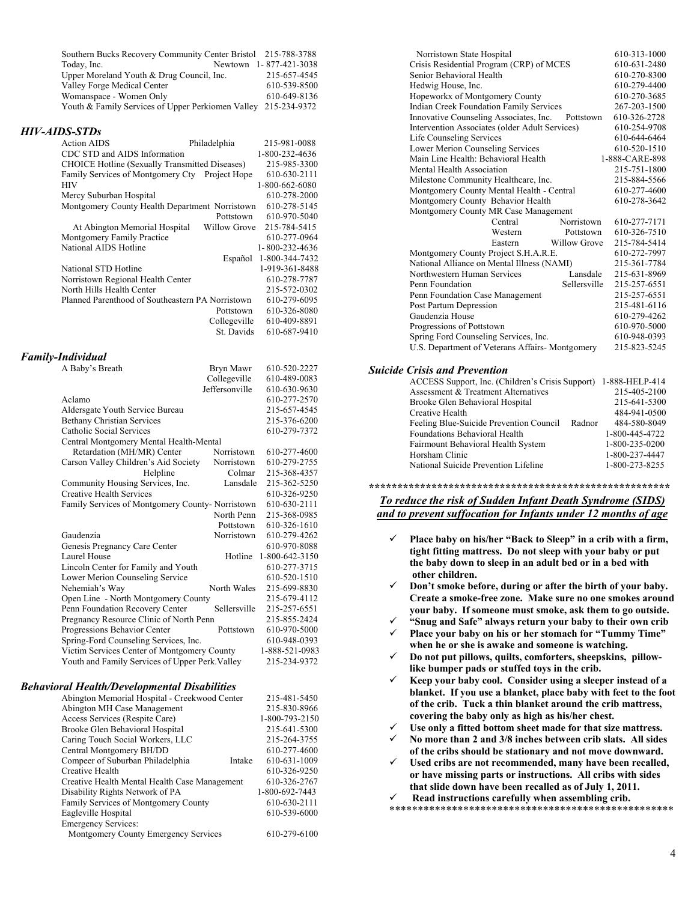| | | |
|---|---|---|
| Southern Bucks Recovery Community Center | Bristol | 215-788-3788 |
| Today, Inc. | Newtown | 1- 877-421-3038 |
| Upper Moreland Youth & Drug Council, Inc. | | 215-657-4545 |
| Valley Forge Medical Center | | 610-539-8500 |
| Womanspace - Women Only | | 610-649-8136 |
| Youth & Family Services of Upper Perkiomen Valley | | 215-234-9372 |

## *HIV-AIDS-STDs*

| | | |
|---|---|---|
| Action AIDS | Philadelphia | 215-981-0088 |
| CDC STD and AIDS Information | | 1-800-232-4636 |
| CHOICE Hotline (Sexually Transmitted Diseases) | | 215-985-3300 |
| Family Services of Montgomery Cty | Project Hope | 610-630-2111 |
| HIV | | 1-800-662-6080 |
| Mercy Suburban Hospital | | 610-278-2000 |
| Montgomery County Health Department | Norristown | 610-278-5145 |
| | Pottstown | 610-970-5040 |
| At Abington Memorial Hospital | Willow Grove | 215-784-5415 |
| Montgomery Family Practice | | 610-277-0964 |
| National AIDS Hotline | | 1- 800-232-4636 |
| | Español | 1-800-344-7432 |
| National STD Hotline | | 1-919-361-8488 |
| Norristown Regional Health Center | | 610-278-7787 |
| North Hills Health Center | | 215-572-0302 |
| Planned Parenthood of Southeastern PA | Norristown | 610-279-6095 |
| | Pottstown | 610-326-8080 |
| | Collegeville | 610-409-8891 |
| | St. Davids | 610-687-9410 |

## *Family-Individual*

| | | |
|---|---|---|
| A Baby's Breath | Bryn Mawr | 610-520-2227 |
| | Collegeville | 610-489-0083 |
| | Jeffersonville | 610-630-9630 |
| Aclamo | | 610-277-2570 |
| Aldersgate Youth Service Bureau | | 215-657-4545 |
| Bethany Christian Services | | 215-376-6200 |
| Catholic Social Services | | 610-279-7372 |
| Central Montgomery Mental Health-Mental Retardation (MH/MR) Center | Norristown | 610-277-4600 |
| Carson Valley Children's Aid Society | Norristown | 610-279-2755 |
| Helpline | Colmar | 215-368-4357 |
| Community Housing Services, Inc. | Lansdale | 215-362-5250 |
| Creative Health Services | | 610-326-9250 |
| Family Services of Montgomery County- | Norristown | 610-630-2111 |
| | North Penn | 215-368-0985 |
| | Pottstown | 610-326-1610 |
| Gaudenzia | Norristown | 610-279-4262 |
| Genesis Pregnancy Care Center | | 610-970-8088 |
| Laurel House | Hotline | 1-800-642-3150 |
| Lincoln Center for Family and Youth | | 610-277-3715 |
| Lower Merion Counseling Service | | 610-520-1510 |
| Nehemiah's Way | North Wales | 215-699-8830 |
| Open Line - North Montgomery County | | 215-679-4112 |
| Penn Foundation Recovery Center | Sellersville | 215-257-6551 |
| Pregnancy Resource Clinic of North Penn | | 215-855-2424 |
| Progressions Behavior Center | Pottstown | 610-970-5000 |
| Spring-Ford Counseling Services, Inc. | | 610-948-0393 |
| Victim Services Center of Montgomery County | | 1-888-521-0983 |
| Youth and Family Services of Upper Perk.Valley | | 215-234-9372 |

## *Behavioral Health/Developmental Disabilities*

| | | |
|---|---|---|
| Abington Memorial Hospital - Creekwood Center | | 215-481-5450 |
| Abington MH Case Management | | 215-830-8966 |
| Access Services (Respite Care) | | 1-800-793-2150 |
| Brooke Glen Behavioral Hospital | | 215-641-5300 |
| Caring Touch Social Workers, LLC | | 215-264-3755 |
| Central Montgomery BH/DD | | 610-277-4600 |
| Compeer of Suburban Philadelphia | Intake | 610-631-1009 |
| Creative Health | | 610-326-9250 |
| Creative Health Mental Health Case Management | | 610-326-2767 |
| Disability Rights Network of PA | | 1-800-692-7443 |
| Family Services of Montgomery County | | 610-630-2111 |
| Eagleville Hospital | | 610-539-6000 |
| Emergency Services: | | |
| Montgomery County Emergency Services | | 610-279-6100 |
| Norristown State Hospital | | 610-313-1000 |
| Crisis Residential Program (CRP) of MCES | | 610-631-2480 |
| Senior Behavioral Health | | 610-270-8300 |
| Hedwig House, Inc. | | 610-279-4400 |
| Hopeworkx of Montgomery County | | 610-270-3685 |
| Indian Creek Foundation Family Services | | 267-203-1500 |
| Innovative Counseling Associates, Inc. | Pottstown | 610-326-2728 |
| Intervention Associates (older Adult Services) | | 610-254-9708 |
| Life Counseling Services | | 610-644-6464 |
| Lower Merion Counseling Services | | 610-520-1510 |
| Main Line Health: Behavioral Health | | 1-888-CARE-898 |
| Mental Health Association | | 215-751-1800 |
| Milestone Community Healthcare, Inc. | | 215-884-5566 |
| Montgomery County Mental Health - Central | | 610-277-4600 |
| Montgomery County Behavior Health | | 610-278-3642 |
| Montgomery County MR Case Management | | |
| Central | Norristown | 610-277-7171 |
| Western | Pottstown | 610-326-7510 |
| Eastern | Willow Grove | 215-784-5414 |
| Montgomery County Project S.H.A.R.E. | | 610-272-7997 |
| National Alliance on Mental Illness (NAMI) | | 215-361-7784 |
| Northwestern Human Services | Lansdale | 215-631-8969 |
| Penn Foundation | Sellersville | 215-257-6551 |
| Penn Foundation Case Management | | 215-257-6551 |
| Post Partum Depression | | 215-481-6116 |
| Gaudenzia House | | 610-279-4262 |
| Progressions of Pottstown | | 610-970-5000 |
| Spring Ford Counseling Services, Inc. | | 610-948-0393 |
| U.S. Department of Veterans Affairs- Montgomery | | 215-823-5245 |

## *Suicide Crisis and Prevention*

| | | |
|---|---|---|
| ACCESS Support, Inc. (Children's Crisis Support) | | 1-888-HELP-414 |
| Assessment & Treatment Alternatives | | 215-405-2100 |
| Brooke Glen Behavioral Hospital | | 215-641-5300 |
| Creative Health | | 484-941-0500 |
| Feeling Blue-Suicide Prevention Council | Radnor | 484-580-8049 |
| Foundations Behavioral Health | | 1-800-445-4722 |
| Fairmount Behavioral Health System | | 1-800-235-0200 |
| Horsham Clinic | | 1-800-237-4447 |
| National Suicide Prevention Lifeline | | 1-800-273-8255 |

*****************************************************

***To reduce the risk of Sudden Infant Death Syndrome (SIDS) and to prevent suffocation for Infants under 12 months of age***

- ✓ **Place baby on his/her "Back to Sleep" in a crib with a firm, tight fitting mattress. Do not sleep with your baby or put the baby down to sleep in an adult bed or in a bed with other children.**
- ✓ **Don't smoke before, during or after the birth of your baby. Create a smoke-free zone. Make sure no one smokes around your baby. If someone must smoke, ask them to go outside.**
- ✓ **"Snug and Safe" always return your baby to their own crib**
- ✓ **Place your baby on his or her stomach for "Tummy Time" when he or she is awake and someone is watching.**
- ✓ **Do not put pillows, quilts, comforters, sheepskins, pillow-like bumper pads or stuffed toys in the crib.**
- ✓ **Keep your baby cool. Consider using a sleeper instead of a blanket. If you use a blanket, place baby with feet to the foot of the crib. Tuck a thin blanket around the crib mattress, covering the baby only as high as his/her chest.**
- ✓ **Use only a fitted bottom sheet made for that size mattress.**
- ✓ **No more than 2 and 3/8 inches between crib slats. All sides of the cribs should be stationary and not move downward.**
- ✓ **Used cribs are not recommended, many have been recalled, or have missing parts or instructions. All cribs with sides that slide down have been recalled as of July 1, 2011.**
- ✓ **Read instructions carefully when assembling crib.**

**************************************************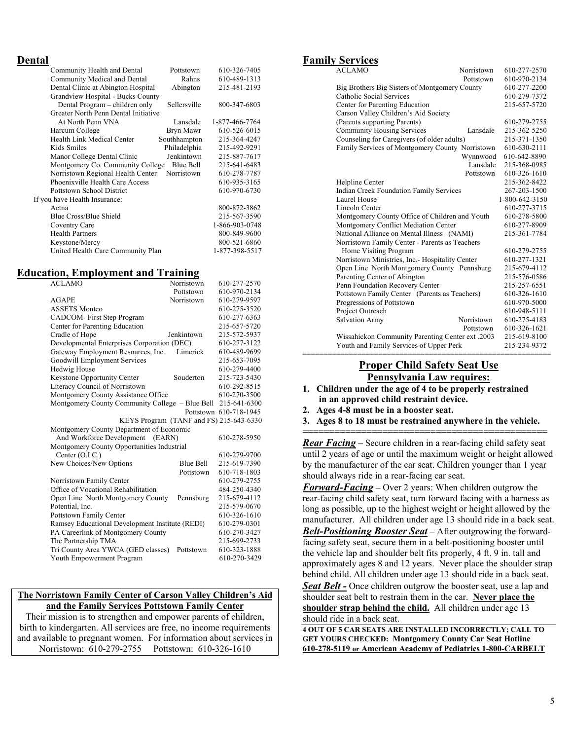## Dental

| Name | Location | Phone |
|---|---|---|
| Community Health and Dental | Pottstown | 610-326-7405 |
| Community Medical and Dental | Rahns | 610-489-1313 |
| Dental Clinic at Abington Hospital | Abington | 215-481-2193 |
| Grandview Hospital - Bucks County Dental Program – children only | Sellersville | 800-347-6803 |
| Greater North Penn Dental Initiative At North Penn VNA | Lansdale | 1-877-466-7764 |
| Harcum College | Bryn Mawr | 610-526-6015 |
| Health Link Medical Center | Southhampton | 215-364-4247 |
| Kids Smiles | Philadelphia | 215-492-9291 |
| Manor College Dental Clinic | Jenkintown | 215-887-7617 |
| Montgomery Co. Community College | Blue Bell | 215-641-6483 |
| Norristown Regional Health Center | Norristown | 610-278-7787 |
| Phoenixville Health Care Access | | 610-935-3165 |
| Pottstown School District | | 610-970-6730 |

If you have Health Insurance:

| Name | Phone |
|---|---|
| Aetna | 800-872-3862 |
| Blue Cross/Blue Shield | 215-567-3590 |
| Coventry Care | 1-866-903-0748 |
| Health Partners | 800-849-9600 |
| Keystone/Mercy | 800-521-6860 |
| United Health Care Community Plan | 1-877-398-5517 |

## Education, Employment and Training

| Name | Location | Phone |
|---|---|---|
| ACLAMO | Norristown | 610-277-2570 |
| | Pottstown | 610-970-2134 |
| AGAPE | Norristown | 610-279-9597 |
| ASSETS Montco | | 610-275-3520 |
| CADCOM- First Step Program | | 610-277-6363 |
| Center for Parenting Education | | 215-657-5720 |
| Cradle of Hope | Jenkintown | 215-572-5937 |
| Developmental Enterprises Corporation (DEC) | | 610-277-3122 |
| Gateway Employment Resources, Inc. | Limerick | 610-489-9699 |
| Goodwill Employment Services | | 215-653-7095 |
| Hedwig House | | 610-279-4400 |
| Keystone Opportunity Center | Souderton | 215-723-5430 |
| Literacy Council of Norristown | | 610-292-8515 |
| Montgomery County Assistance Office | | 610-270-3500 |
| Montgomery County Community College | Blue Bell | 215-641-6300 |
| | Pottstown | 610-718-1945 |
| KEYS Program (TANF and FS) | | 215-643-6330 |
| Montgomery County Department of Economic And Workforce Development (EARN) | | 610-278-5950 |
| Montgomery County Opportunities Industrial Center (O.I.C.) | | 610-279-9700 |
| New Choices/New Options | Blue Bell | 215-619-7390 |
| | Pottstown | 610-718-1803 |
| Norristown Family Center | | 610-279-2755 |
| Office of Vocational Rehabilitation | | 484-250-4340 |
| Open Line North Montgomery County | Pennsburg | 215-679-4112 |
| Potential, Inc. | | 215-579-0670 |
| Pottstown Family Center | | 610-326-1610 |
| Ramsey Educational Development Institute (REDI) | | 610-279-0301 |
| PA Careerlink of Montgomery County | | 610-270-3427 |
| The Partnership TMA | | 215-699-2733 |
| Tri County Area YWCA (GED classes) | Pottstown | 610-323-1888 |
| Youth Empowerment Program | | 610-270-3429 |

**The Norristown Family Center of Carson Valley Children's Aid and the Family Services Pottstown Family Center**

Their mission is to strengthen and empower parents of children, birth to kindergarten. All services are free, no income requirements and available to pregnant women. For information about services in Norristown: 610-279-2755 Pottstown: 610-326-1610

## Family Services

| Name | Location | Phone |
|---|---|---|
| ACLAMO | Norristown | 610-277-2570 |
| | Pottstown | 610-970-2134 |
| Big Brothers Big Sisters of Montgomery County | | 610-277-2200 |
| Catholic Social Services | | 610-279-7372 |
| Center for Parenting Education | | 215-657-5720 |
| Carson Valley Children's Aid Society (Parents supporting Parents) | | 610-279-2755 |
| Community Housing Services | Lansdale | 215-362-5250 |
| Counseling for Caregivers (of older adults) | | 215-371-1350 |
| Family Services of Montgomery County | Norristown | 610-630-2111 |
| | Wynnwood | 610-642-8890 |
| | Lansdale | 215-368-0985 |
| | Pottstown | 610-326-1610 |
| Helpline Center | | 215-362-8422 |
| Indian Creek Foundation Family Services | | 267-203-1500 |
| Laurel House | | 1-800-642-3150 |
| Lincoln Center | | 610-277-3715 |
| Montgomery County Office of Children and Youth | | 610-278-5800 |
| Montgomery Conflict Mediation Center | | 610-277-8909 |
| National Alliance on Mental Illness (NAMI) | | 215-361-7784 |
| Norristown Family Center - Parents as Teachers Home Visiting Program | | 610-279-2755 |
| Norristown Ministries, Inc.- Hospitality Center | | 610-277-1321 |
| Open Line North Montgomery County | Pennsburg | 215-679-4112 |
| Parenting Center of Abington | | 215-576-0586 |
| Penn Foundation Recovery Center | | 215-257-6551 |
| Pottstown Family Center (Parents as Teachers) | | 610-326-1610 |
| Progressions of Pottstown | | 610-970-5000 |
| Project Outreach | | 610-948-5111 |
| Salvation Army | Norristown | 610-275-4183 |
| | Pottstown | 610-326-1621 |
| Wissahickon Community Parenting Center ext .2003 | | 215-619-8100 |
| Youth and Family Services of Upper Perk | | 215-234-9372 |

## Proper Child Safety Seat Use

**Pennsylvania Law requires:**

1. **Children under the age of 4 to be properly restrained in an approved child restraint device.**
2. **Ages 4-8 must be in a booster seat.**
3. **Ages 8 to 18 must be restrained anywhere in the vehicle.**

***Rear Facing*** – Secure children in a rear-facing child safety seat until 2 years of age or until the maximum weight or height allowed by the manufacturer of the car seat. Children younger than 1 year should always ride in a rear-facing car seat.

***Forward-Facing*** – Over 2 years: When children outgrow the rear-facing child safety seat, turn forward facing with a harness as long as possible, up to the highest weight or height allowed by the manufacturer. All children under age 13 should ride in a back seat.

***Belt-Positioning Booster Seat*** – After outgrowing the forward-facing safety seat, secure them in a belt-positioning booster until the vehicle lap and shoulder belt fits properly, 4 ft. 9 in. tall and approximately ages 8 and 12 years. Never place the shoulder strap behind child. All children under age 13 should ride in a back seat.

***Seat Belt -*** Once children outgrow the booster seat, use a lap and shoulder seat belt to restrain them in the car. **Never place the shoulder strap behind the child.** All children under age 13 should ride in a back seat.

**4 OUT OF 5 CAR SEATS ARE INSTALLED INCORRECTLY; CALL TO GET YOURS CHECKED: Montgomery County Car Seat Hotline 610-278-5119 or American Academy of Pediatrics 1-800-CARBELT**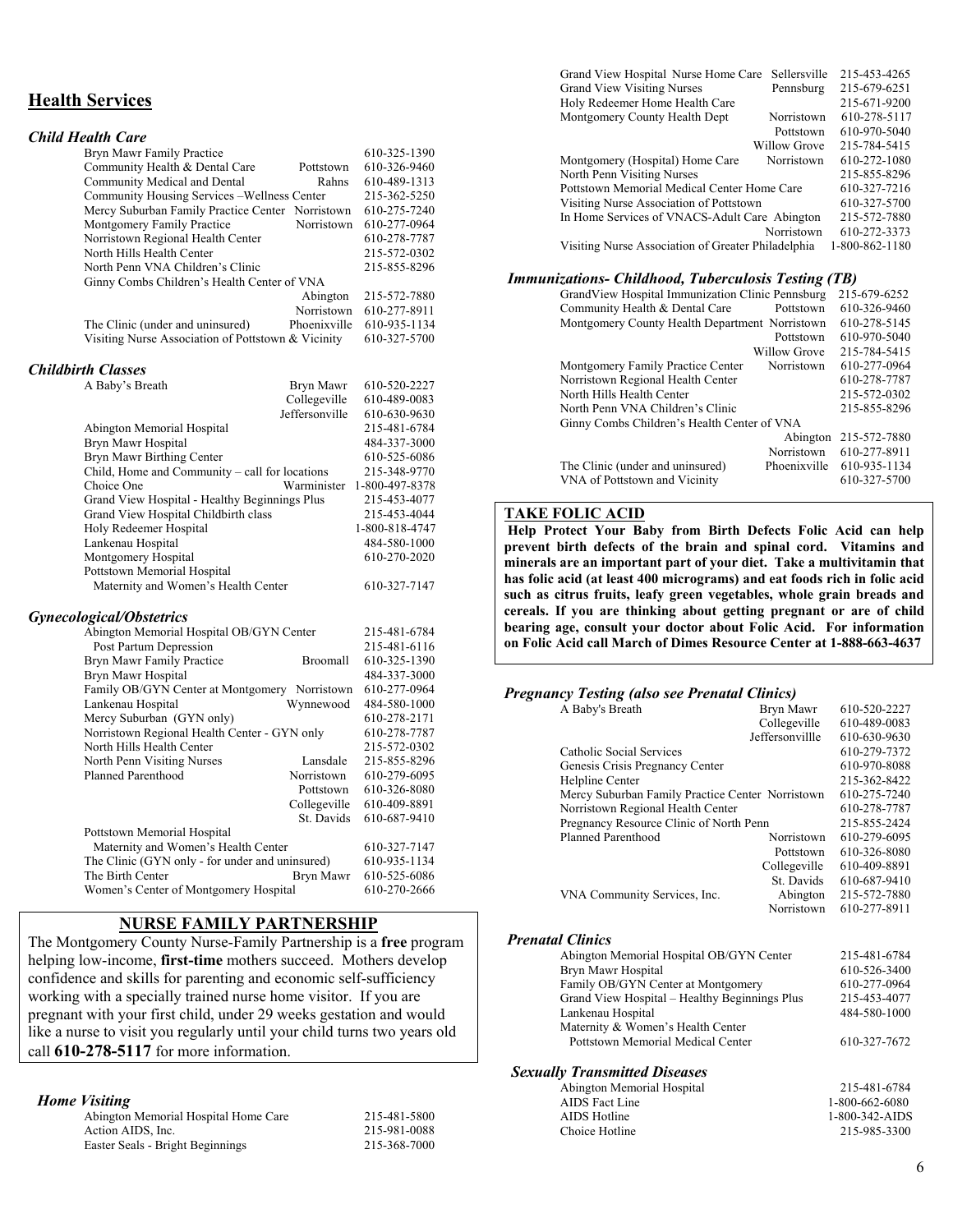## Health Services

### *Child Health Care*

| Name | Location | Phone |
|---|---|---|
| Bryn Mawr Family Practice | | 610-325-1390 |
| Community Health & Dental Care | Pottstown | 610-326-9460 |
| Community Medical and Dental | Rahns | 610-489-1313 |
| Community Housing Services –Wellness Center | | 215-362-5250 |
| Mercy Suburban Family Practice Center | Norristown | 610-275-7240 |
| Montgomery Family Practice | Norristown | 610-277-0964 |
| Norristown Regional Health Center | | 610-278-7787 |
| North Hills Health Center | | 215-572-0302 |
| North Penn VNA Children's Clinic | | 215-855-8296 |
| Ginny Combs Children's Health Center of VNA | Abington | 215-572-7880 |
| | Norristown | 610-277-8911 |
| The Clinic (under and uninsured) | Phoenixville | 610-935-1134 |
| Visiting Nurse Association of Pottstown & Vicinity | | 610-327-5700 |

### *Childbirth Classes*

| Name | Location | Phone |
|---|---|---|
| A Baby's Breath | Bryn Mawr | 610-520-2227 |
| | Collegeville | 610-489-0083 |
| | Jeffersonville | 610-630-9630 |
| Abington Memorial Hospital | | 215-481-6784 |
| Bryn Mawr Hospital | | 484-337-3000 |
| Bryn Mawr Birthing Center | | 610-525-6086 |
| Child, Home and Community – call for locations | | 215-348-9770 |
| Choice One | Warminister | 1-800-497-8378 |
| Grand View Hospital - Healthy Beginnings Plus | | 215-453-4077 |
| Grand View Hospital Childbirth class | | 215-453-4044 |
| Holy Redeemer Hospital | | 1-800-818-4747 |
| Lankenau Hospital | | 484-580-1000 |
| Montgomery Hospital | | 610-270-2020 |
| Pottstown Memorial Hospital Maternity and Women's Health Center | | 610-327-7147 |

### *Gynecological/Obstetrics*

| Name | Location | Phone |
|---|---|---|
| Abington Memorial Hospital OB/GYN Center | | 215-481-6784 |
| Post Partum Depression | | 215-481-6116 |
| Bryn Mawr Family Practice | Broomall | 610-325-1390 |
| Bryn Mawr Hospital | | 484-337-3000 |
| Family OB/GYN Center at Montgomery | Norristown | 610-277-0964 |
| Lankenau Hospital | Wynnewood | 484-580-1000 |
| Mercy Suburban (GYN only) | | 610-278-2171 |
| Norristown Regional Health Center - GYN only | | 610-278-7787 |
| North Hills Health Center | | 215-572-0302 |
| North Penn Visiting Nurses | Lansdale | 215-855-8296 |
| Planned Parenthood | Norristown | 610-279-6095 |
| | Pottstown | 610-326-8080 |
| | Collegeville | 610-409-8891 |
| | St. Davids | 610-687-9410 |
| Pottstown Memorial Hospital Maternity and Women's Health Center | | 610-327-7147 |
| The Clinic (GYN only - for under and uninsured) | | 610-935-1134 |
| The Birth Center | Bryn Mawr | 610-525-6086 |
| Women's Center of Montgomery Hospital | | 610-270-2666 |

### NURSE FAMILY PARTNERSHIP

The Montgomery County Nurse-Family Partnership is a **free** program helping low-income, **first-time** mothers succeed. Mothers develop confidence and skills for parenting and economic self-sufficiency working with a specially trained nurse home visitor. If you are pregnant with your first child, under 29 weeks gestation and would like a nurse to visit you regularly until your child turns two years old call **610-278-5117** for more information.

### *Home Visiting*

| Name | Location | Phone |
|---|---|---|
| Abington Memorial Hospital Home Care | | 215-481-5800 |
| Action AIDS, Inc. | | 215-981-0088 |
| Easter Seals - Bright Beginnings | | 215-368-7000 |
| Grand View Hospital Nurse Home Care | Sellersville | 215-453-4265 |
| Grand View Visiting Nurses | Pennsburg | 215-679-6251 |
| Holy Redeemer Home Health Care | | 215-671-9200 |
| Montgomery County Health Dept | Norristown | 610-278-5117 |
| | Pottstown | 610-970-5040 |
| | Willow Grove | 215-784-5415 |
| Montgomery (Hospital) Home Care | Norristown | 610-272-1080 |
| North Penn Visiting Nurses | | 215-855-8296 |
| Pottstown Memorial Medical Center Home Care | | 610-327-7216 |
| Visiting Nurse Association of Pottstown | | 610-327-5700 |
| In Home Services of VNACS-Adult Care | Abington | 215-572-7880 |
| | Norristown | 610-272-3373 |
| Visiting Nurse Association of Greater Philadelphia | | 1-800-862-1180 |

### *Immunizations- Childhood, Tuberculosis Testing (TB)*

| Name | Location | Phone |
|---|---|---|
| GrandView Hospital Immunization Clinic | Pennsburg | 215-679-6252 |
| Community Health & Dental Care | Pottstown | 610-326-9460 |
| Montgomery County Health Department | Norristown | 610-278-5145 |
| | Pottstown | 610-970-5040 |
| | Willow Grove | 215-784-5415 |
| Montgomery Family Practice Center | Norristown | 610-277-0964 |
| Norristown Regional Health Center | | 610-278-7787 |
| North Hills Health Center | | 215-572-0302 |
| North Penn VNA Children's Clinic | | 215-855-8296 |
| Ginny Combs Children's Health Center of VNA | Abington | 215-572-7880 |
| | Norristown | 610-277-8911 |
| The Clinic (under and uninsured) | Phoenixville | 610-935-1134 |
| VNA of Pottstown and Vicinity | | 610-327-5700 |

### TAKE FOLIC ACID

**Help Protect Your Baby from Birth Defects Folic Acid can help prevent birth defects of the brain and spinal cord. Vitamins and minerals are an important part of your diet. Take a multivitamin that has folic acid (at least 400 micrograms) and eat foods rich in folic acid such as citrus fruits, leafy green vegetables, whole grain breads and cereals. If you are thinking about getting pregnant or are of child bearing age, consult your doctor about Folic Acid. For information on Folic Acid call March of Dimes Resource Center at 1-888-663-4637**

### *Pregnancy Testing (also see Prenatal Clinics)*

| Name | Location | Phone |
|---|---|---|
| A Baby's Breath | Bryn Mawr | 610-520-2227 |
| | Collegeville | 610-489-0083 |
| | Jeffersonvillle | 610-630-9630 |
| Catholic Social Services | | 610-279-7372 |
| Genesis Crisis Pregnancy Center | | 610-970-8088 |
| Helpline Center | | 215-362-8422 |
| Mercy Suburban Family Practice Center | Norristown | 610-275-7240 |
| Norristown Regional Health Center | | 610-278-7787 |
| Pregnancy Resource Clinic of North Penn | | 215-855-2424 |
| Planned Parenthood | Norristown | 610-279-6095 |
| | Pottstown | 610-326-8080 |
| | Collegeville | 610-409-8891 |
| | St. Davids | 610-687-9410 |
| VNA Community Services, Inc. | Abington | 215-572-7880 |
| | Norristown | 610-277-8911 |

### *Prenatal Clinics*

| Name | Phone |
|---|---|
| Abington Memorial Hospital OB/GYN Center | 215-481-6784 |
| Bryn Mawr Hospital | 610-526-3400 |
| Family OB/GYN Center at Montgomery | 610-277-0964 |
| Grand View Hospital – Healthy Beginnings Plus | 215-453-4077 |
| Lankenau Hospital | 484-580-1000 |
| Maternity & Women's Health Center Pottstown Memorial Medical Center | 610-327-7672 |

### *Sexually Transmitted Diseases*

| Name | Phone |
|---|---|
| Abington Memorial Hospital | 215-481-6784 |
| AIDS Fact Line | 1-800-662-6080 |
| AIDS Hotline | 1-800-342-AIDS |
| Choice Hotline | 215-985-3300 |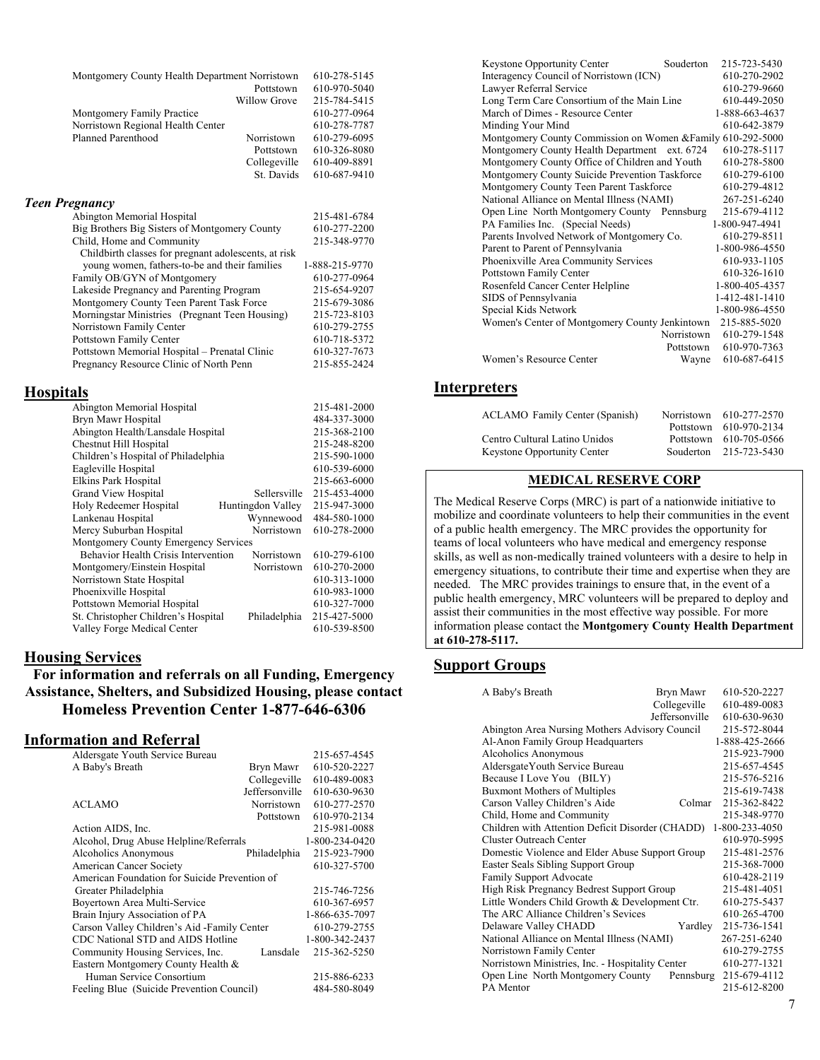| | | |
|---|---|---|
| Montgomery County Health Department | Norristown | 610-278-5145 |
| | Pottstown | 610-970-5040 |
| | Willow Grove | 215-784-5415 |
| Montgomery Family Practice | | 610-277-0964 |
| Norristown Regional Health Center | | 610-278-7787 |
| Planned Parenthood | Norristown | 610-279-6095 |
| | Pottstown | 610-326-8080 |
| | Collegeville | 610-409-8891 |
| | St. Davids | 610-687-9410 |

### *Teen Pregnancy*

| | | |
|---|---|---|
| Abington Memorial Hospital | | 215-481-6784 |
| Big Brothers Big Sisters of Montgomery County | | 610-277-2200 |
| Child, Home and Community | | 215-348-9770 |
| Childbirth classes for pregnant adolescents, at risk young women, fathers-to-be and their families | | 1-888-215-9770 |
| Family OB/GYN of Montgomery | | 610-277-0964 |
| Lakeside Pregnancy and Parenting Program | | 215-654-9207 |
| Montgomery County Teen Parent Task Force | | 215-679-3086 |
| Morningstar Ministries (Pregnant Teen Housing) | | 215-723-8103 |
| Norristown Family Center | | 610-279-2755 |
| Pottstown Family Center | | 610-718-5372 |
| Pottstown Memorial Hospital – Prenatal Clinic | | 610-327-7673 |
| Pregnancy Resource Clinic of North Penn | | 215-855-2424 |

## Hospitals

| | | |
|---|---|---|
| Abington Memorial Hospital | | 215-481-2000 |
| Bryn Mawr Hospital | | 484-337-3000 |
| Abington Health/Lansdale Hospital | | 215-368-2100 |
| Chestnut Hill Hospital | | 215-248-8200 |
| Children's Hospital of Philadelphia | | 215-590-1000 |
| Eagleville Hospital | | 610-539-6000 |
| Elkins Park Hospital | | 215-663-6000 |
| Grand View Hospital | Sellersville | 215-453-4000 |
| Holy Redeemer Hospital | Huntingdon Valley | 215-947-3000 |
| Lankenau Hospital | Wynnewood | 484-580-1000 |
| Mercy Suburban Hospital | Norristown | 610-278-2000 |
| Montgomery County Emergency Services | | |
| Behavior Health Crisis Intervention | Norristown | 610-279-6100 |
| Montgomery/Einstein Hospital | Norristown | 610-270-2000 |
| Norristown State Hospital | | 610-313-1000 |
| Phoenixville Hospital | | 610-983-1000 |
| Pottstown Memorial Hospital | | 610-327-7000 |
| St. Christopher Children's Hospital | Philadelphia | 215-427-5000 |
| Valley Forge Medical Center | | 610-539-8500 |

## Housing Services

**For information and referrals on all Funding, Emergency Assistance, Shelters, and Subsidized Housing, please contact Homeless Prevention Center 1-877-646-6306**

## Information and Referral

| | | |
|---|---|---|
| Aldersgate Youth Service Bureau | | 215-657-4545 |
| A Baby's Breath | Bryn Mawr | 610-520-2227 |
| | Collegeville | 610-489-0083 |
| | Jeffersonville | 610-630-9630 |
| ACLAMO | Norristown | 610-277-2570 |
| | Pottstown | 610-970-2134 |
| Action AIDS, Inc. | | 215-981-0088 |
| Alcohol, Drug Abuse Helpline/Referrals | | 1-800-234-0420 |
| Alcoholics Anonymous | Philadelphia | 215-923-7900 |
| American Cancer Society | | 610-327-5700 |
| American Foundation for Suicide Prevention of Greater Philadelphia | | 215-746-7256 |
| Boyertown Area Multi-Service | | 610-367-6957 |
| Brain Injury Association of PA | | 1-866-635-7097 |
| Carson Valley Children's Aid -Family Center | | 610-279-2755 |
| CDC National STD and AIDS Hotline | | 1-800-342-2437 |
| Community Housing Services, Inc. | Lansdale | 215-362-5250 |
| Eastern Montgomery County Health & Human Service Consortium | | 215-886-6233 |
| Feeling Blue (Suicide Prevention Council) | | 484-580-8049 |
| Keystone Opportunity Center | Souderton | 215-723-5430 |
| Interagency Council of Norristown (ICN) | | 610-270-2902 |
| Lawyer Referral Service | | 610-279-9660 |
| Long Term Care Consortium of the Main Line | | 610-449-2050 |
| March of Dimes - Resource Center | | 1-888-663-4637 |
| Minding Your Mind | | 610-642-3879 |
| Montgomery County Commission on Women &Family | | 610-292-5000 |
| Montgomery County Health Department ext. 6724 | | 610-278-5117 |
| Montgomery County Office of Children and Youth | | 610-278-5800 |
| Montgomery County Suicide Prevention Taskforce | | 610-279-6100 |
| Montgomery County Teen Parent Taskforce | | 610-279-4812 |
| National Alliance on Mental Illness (NAMI) | | 267-251-6240 |
| Open Line North Montgomery County | Pennsburg | 215-679-4112 |
| PA Families Inc. (Special Needs) | | 1-800-947-4941 |
| Parents Involved Network of Montgomery Co. | | 610-279-8511 |
| Parent to Parent of Pennsylvania | | 1-800-986-4550 |
| Phoenixville Area Community Services | | 610-933-1105 |
| Pottstown Family Center | | 610-326-1610 |
| Rosenfeld Cancer Center Helpline | | 1-800-405-4357 |
| SIDS of Pennsylvania | | 1-412-481-1410 |
| Special Kids Network | | 1-800-986-4550 |
| Women's Center of Montgomery County | Jenkintown | 215-885-5020 |
| | Norristown | 610-279-1548 |
| | Pottstown | 610-970-7363 |
| Women's Resource Center | Wayne | 610-687-6415 |

## Interpreters

| | | |
|---|---|---|
| ACLAMO Family Center (Spanish) | Norristown | 610-277-2570 |
| | Pottstown | 610-970-2134 |
| Centro Cultural Latino Unidos | Pottstown | 610-705-0566 |
| Keystone Opportunity Center | Souderton | 215-723-5430 |

### MEDICAL RESERVE CORP

The Medical Reserve Corps (MRC) is part of a nationwide initiative to mobilize and coordinate volunteers to help their communities in the event of a public health emergency. The MRC provides the opportunity for teams of local volunteers who have medical and emergency response skills, as well as non-medically trained volunteers with a desire to help in emergency situations, to contribute their time and expertise when they are needed. The MRC provides trainings to ensure that, in the event of a public health emergency, MRC volunteers will be prepared to deploy and assist their communities in the most effective way possible. For more information please contact the **Montgomery County Health Department at 610-278-5117.**

## Support Groups

| | | |
|---|---|---|
| A Baby's Breath | Bryn Mawr | 610-520-2227 |
| | Collegeville | 610-489-0083 |
| | Jeffersonville | 610-630-9630 |
| Abington Area Nursing Mothers Advisory Council | | 215-572-8044 |
| Al-Anon Family Group Headquarters | | 1-888-425-2666 |
| Alcoholics Anonymous | | 215-923-7900 |
| AldersgateYouth Service Bureau | | 215-657-4545 |
| Because I Love You (BILY) | | 215-576-5216 |
| Buxmont Mothers of Multiples | | 215-619-7438 |
| Carson Valley Children's Aide | Colmar | 215-362-8422 |
| Child, Home and Community | | 215-348-9770 |
| Children with Attention Deficit Disorder (CHADD) | | 1-800-233-4050 |
| Cluster Outreach Center | | 610-970-5995 |
| Domestic Violence and Elder Abuse Support Group | | 215-481-2576 |
| Easter Seals Sibling Support Group | | 215-368-7000 |
| Family Support Advocate | | 610-428-2119 |
| High Risk Pregnancy Bedrest Support Group | | 215-481-4051 |
| Little Wonders Child Growth & Development Ctr. | | 610-275-5437 |
| The ARC Alliance Children's Sevices | | 610-265-4700 |
| Delaware Valley CHADD | Yardley | 215-736-1541 |
| National Alliance on Mental Illness (NAMI) | | 267-251-6240 |
| Norristown Family Center | | 610-279-2755 |
| Norristown Ministries, Inc. - Hospitality Center | | 610-277-1321 |
| Open Line North Montgomery County | Pennsburg | 215-679-4112 |
| PA Mentor | | 215-612-8200 |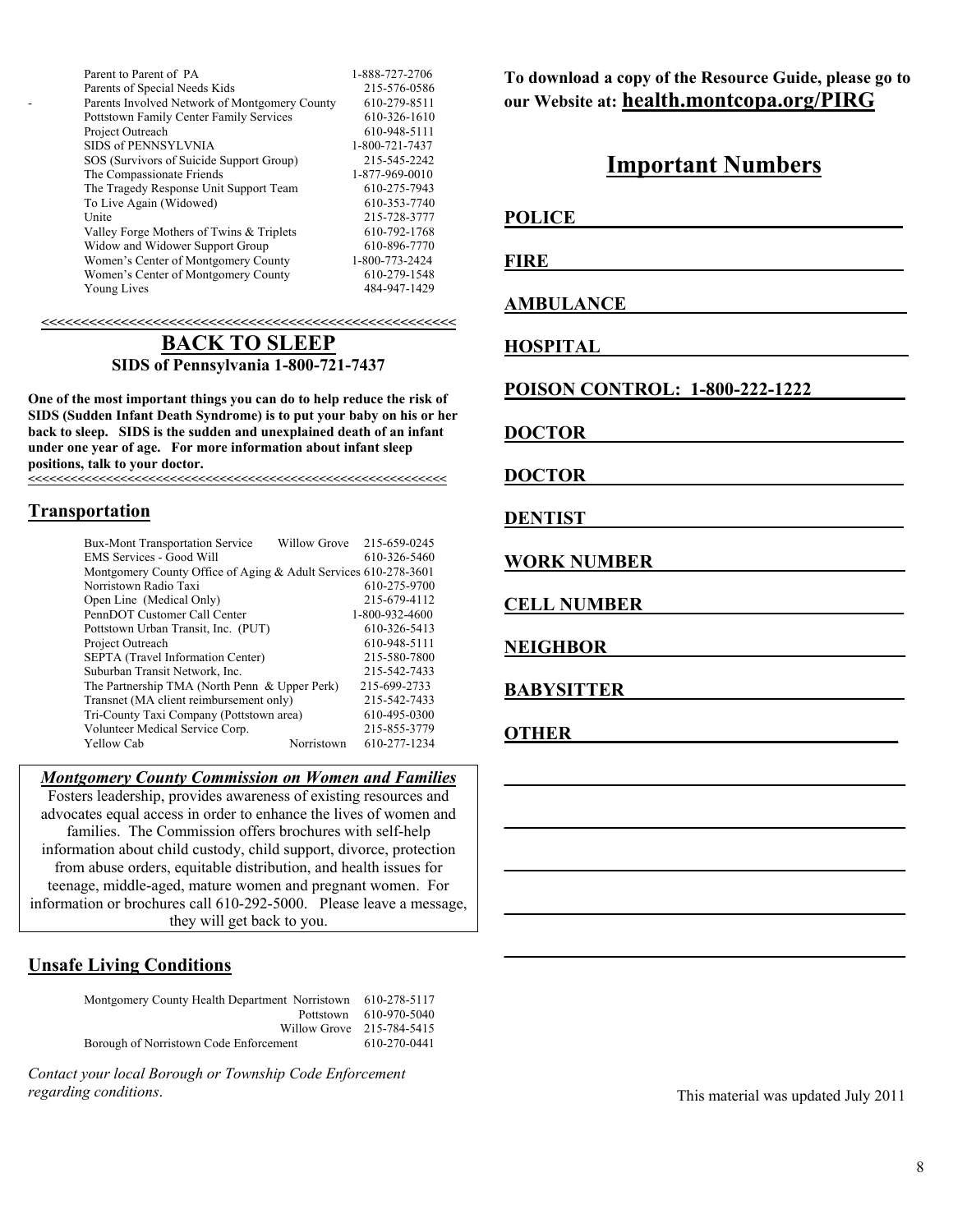| | |
|---|---|
| Parent to Parent of PA | 1-888-727-2706 |
| Parents of Special Needs Kids | 215-576-0586 |
| Parents Involved Network of Montgomery County | 610-279-8511 |
| Pottstown Family Center Family Services | 610-326-1610 |
| Project Outreach | 610-948-5111 |
| SIDS of PENNSYLVNIA | 1-800-721-7437 |
| SOS (Survivors of Suicide Support Group) | 215-545-2242 |
| The Compassionate Friends | 1-877-969-0010 |
| The Tragedy Response Unit Support Team | 610-275-7943 |
| To Live Again (Widowed) | 610-353-7740 |
| Unite | 215-728-3777 |
| Valley Forge Mothers of Twins & Triplets | 610-792-1768 |
| Widow and Widower Support Group | 610-896-7770 |
| Women's Center of Montgomery County | 1-800-773-2424 |
| Women's Center of Montgomery County | 610-279-1548 |
| Young Lives | 484-947-1429 |

<<<<<<<<<<<<<<<<<<<<<<<<<<<<<<<<<<<<<<<<<<<<<<<<<<<<<<<

## BACK TO SLEEP

**SIDS of Pennsylvania 1-800-721-7437**

**One of the most important things you can do to help reduce the risk of SIDS (Sudden Infant Death Syndrome) is to put your baby on his or her back to sleep. SIDS is the sudden and unexplained death of an infant under one year of age. For more information about infant sleep positions, talk to your doctor.**

<<<<<<<<<<<<<<<<<<<<<<<<<<<<<<<<<<<<<<<<<<<<<<<<<<<<<<<

## Transportation

| | | |
|---|---|---|
| Bux-Mont Transportation Service | Willow Grove | 215-659-0245 |
| EMS Services - Good Will | | 610-326-5460 |
| Montgomery County Office of Aging & Adult Services | | 610-278-3601 |
| Norristown Radio Taxi | | 610-275-9700 |
| Open Line (Medical Only) | | 215-679-4112 |
| PennDOT Customer Call Center | | 1-800-932-4600 |
| Pottstown Urban Transit, Inc. (PUT) | | 610-326-5413 |
| Project Outreach | | 610-948-5111 |
| SEPTA (Travel Information Center) | | 215-580-7800 |
| Suburban Transit Network, Inc. | | 215-542-7433 |
| The Partnership TMA (North Penn & Upper Perk) | | 215-699-2733 |
| Transnet (MA client reimbursement only) | | 215-542-7433 |
| Tri-County Taxi Company (Pottstown area) | | 610-495-0300 |
| Volunteer Medical Service Corp. | | 215-855-3779 |
| Yellow Cab | Norristown | 610-277-1234 |

***Montgomery County Commission on Women and Families***

Fosters leadership, provides awareness of existing resources and advocates equal access in order to enhance the lives of women and families. The Commission offers brochures with self-help information about child custody, child support, divorce, protection from abuse orders, equitable distribution, and health issues for teenage, middle-aged, mature women and pregnant women. For information or brochures call 610-292-5000. Please leave a message, they will get back to you.

## Unsafe Living Conditions

| | | |
|---|---|---|
| Montgomery County Health Department | Norristown | 610-278-5117 |
| | Pottstown | 610-970-5040 |
| | Willow Grove | 215-784-5415 |
| Borough of Norristown Code Enforcement | | 610-270-0441 |

*Contact your local Borough or Township Code Enforcement regarding conditions*.

**To download a copy of the Resource Guide, please go to our Website at: health.montcopa.org/PIRG**

## Important Numbers

**POLICE** ______________________________

**FIRE** ______________________________

**AMBULANCE** ______________________________

**HOSPITAL** ______________________________

**POISON CONTROL: 1-800-222-1222** __________

**DOCTOR** ______________________________

**DOCTOR** ______________________________

**DENTIST** ______________________________

**WORK NUMBER** ______________________________

**CELL NUMBER** ______________________________

**NEIGHBOR** ______________________________

**BABYSITTER** ______________________________

**OTHER** ______________________________

______________________________

______________________________

______________________________

______________________________

______________________________

This material was updated July 2011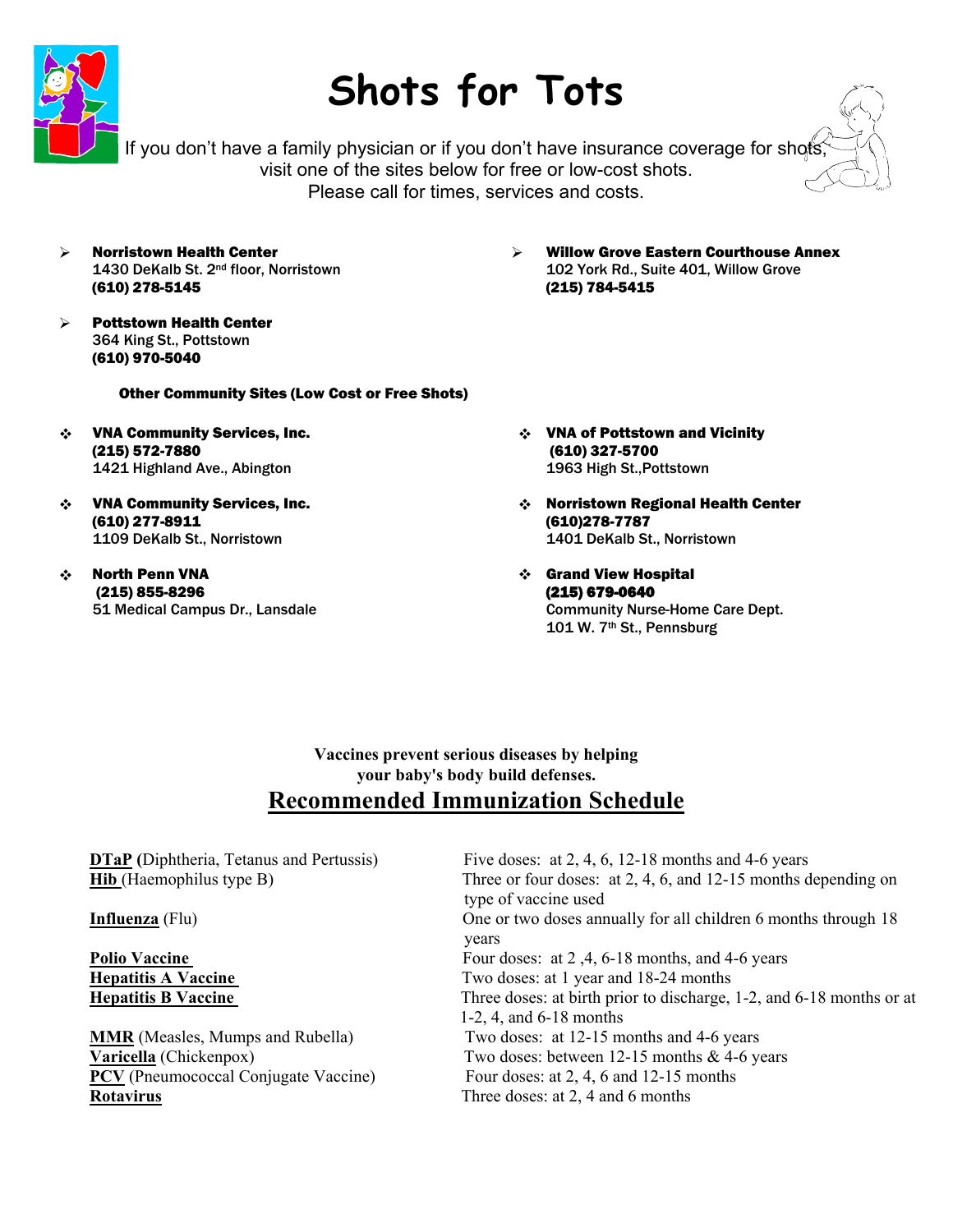# Shots for Tots

If you don't have a family physician or if you don't have insurance coverage for shots, visit one of the sites below for free or low-cost shots.
Please call for times, services and costs.

- **Norristown Health Center**
  1430 DeKalb St. 2nd floor, Norristown
  **(610) 278-5145**
- **Pottstown Health Center**
  364 King St., Pottstown
  **(610) 970-5040**
- **Willow Grove Eastern Courthouse Annex**
  102 York Rd., Suite 401, Willow Grove
  **(215) 784-5415**

**Other Community Sites (Low Cost or Free Shots)**

- **VNA Community Services, Inc.**
  **(215) 572-7880**
  1421 Highland Ave., Abington
- **VNA Community Services, Inc.**
  **(610) 277-8911**
  1109 DeKalb St., Norristown
- **North Penn VNA**
  **(215) 855-8296**
  51 Medical Campus Dr., Lansdale
- **VNA of Pottstown and Vicinity**
  **(610) 327-5700**
  1963 High St.,Pottstown
- **Norristown Regional Health Center**
  **(610)278-7787**
  1401 DeKalb St., Norristown
- **Grand View Hospital**
  **(215) 679-0640**
  Community Nurse-Home Care Dept.
  101 W. 7th St., Pennsburg

**Vaccines prevent serious diseases by helping your baby's body build defenses.**

## Recommended Immunization Schedule

| Vaccine | Schedule |
|---|---|
| **DTaP** (Diphtheria, Tetanus and Pertussis) | Five doses: at 2, 4, 6, 12-18 months and 4-6 years |
| **Hib** (Haemophilus type B) | Three or four doses: at 2, 4, 6, and 12-15 months depending on type of vaccine used |
| **Influenza** (Flu) | One or two doses annually for all children 6 months through 18 years |
| **Polio Vaccine** | Four doses: at 2 ,4, 6-18 months, and 4-6 years |
| **Hepatitis A Vaccine** | Two doses: at 1 year and 18-24 months |
| **Hepatitis B Vaccine** | Three doses: at birth prior to discharge, 1-2, and 6-18 months or at 1-2, 4, and 6-18 months |
| **MMR** (Measles, Mumps and Rubella) | Two doses: at 12-15 months and 4-6 years |
| **Varicella** (Chickenpox) | Two doses: between 12-15 months & 4-6 years |
| **PCV** (Pneumococcal Conjugate Vaccine) | Four doses: at 2, 4, 6 and 12-15 months |
| **Rotavirus** | Three doses: at 2, 4 and 6 months |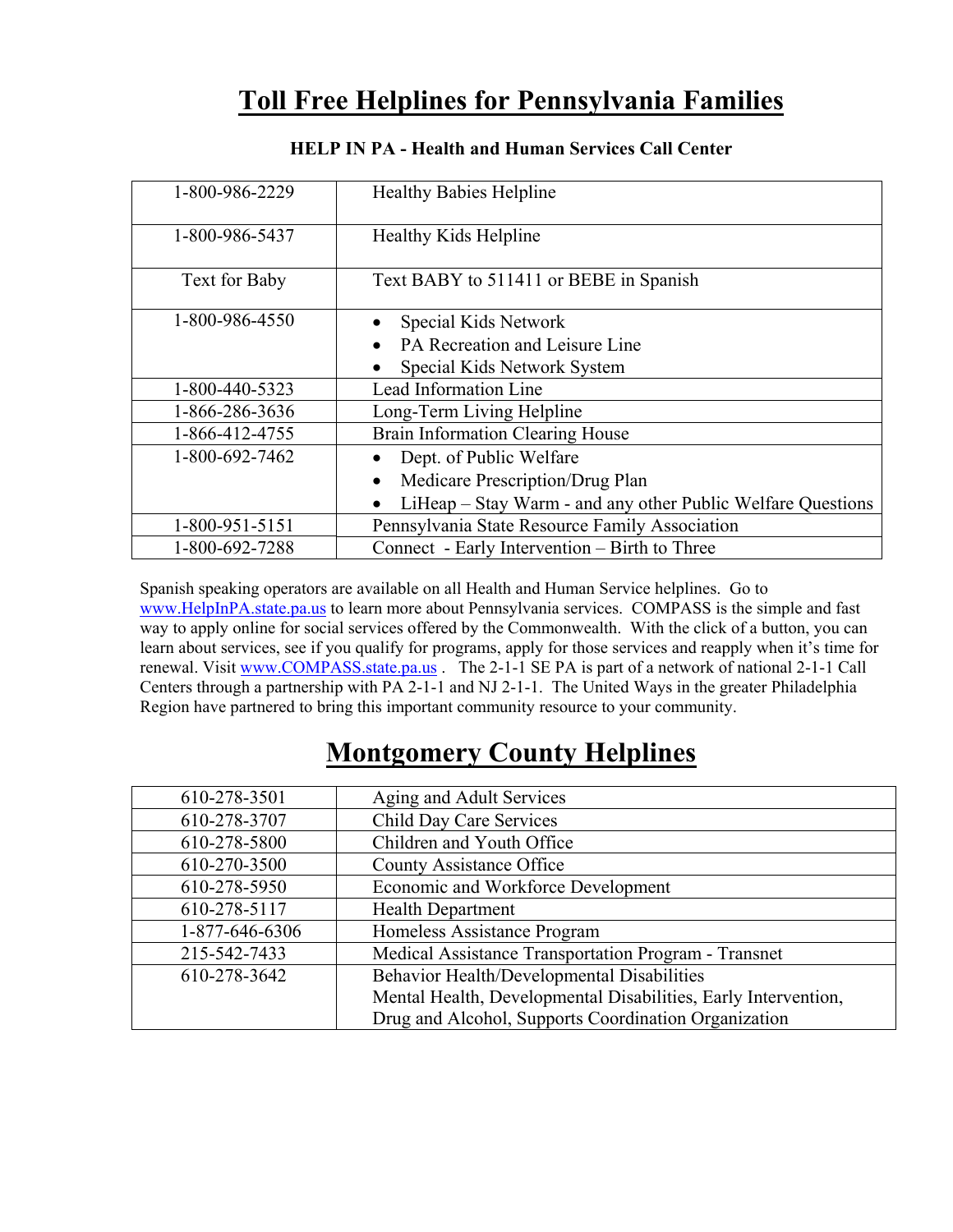# Toll Free Helplines for Pennsylvania Families

### HELP IN PA - Health and Human Services Call Center

| | |
|---|---|
| 1-800-986-2229 | Healthy Babies Helpline |
| 1-800-986-5437 | Healthy Kids Helpline |
| Text for Baby | Text BABY to 511411 or BEBE in Spanish |
| 1-800-986-4550 | • Special Kids Network<br>• PA Recreation and Leisure Line<br>• Special Kids Network System |
| 1-800-440-5323 | Lead Information Line |
| 1-866-286-3636 | Long-Term Living Helpline |
| 1-866-412-4755 | Brain Information Clearing House |
| 1-800-692-7462 | • Dept. of Public Welfare<br>• Medicare Prescription/Drug Plan<br>• LiHeap – Stay Warm - and any other Public Welfare Questions |
| 1-800-951-5151 | Pennsylvania State Resource Family Association |
| 1-800-692-7288 | Connect - Early Intervention – Birth to Three |

Spanish speaking operators are available on all Health and Human Service helplines. Go to www.HelpInPA.state.pa.us to learn more about Pennsylvania services. COMPASS is the simple and fast way to apply online for social services offered by the Commonwealth. With the click of a button, you can learn about services, see if you qualify for programs, apply for those services and reapply when it's time for renewal. Visit www.COMPASS.state.pa.us . The 2-1-1 SE PA is part of a network of national 2-1-1 Call Centers through a partnership with PA 2-1-1 and NJ 2-1-1. The United Ways in the greater Philadelphia Region have partnered to bring this important community resource to your community.

# Montgomery County Helplines

| | |
|---|---|
| 610-278-3501 | Aging and Adult Services |
| 610-278-3707 | Child Day Care Services |
| 610-278-5800 | Children and Youth Office |
| 610-270-3500 | County Assistance Office |
| 610-278-5950 | Economic and Workforce Development |
| 610-278-5117 | Health Department |
| 1-877-646-6306 | Homeless Assistance Program |
| 215-542-7433 | Medical Assistance Transportation Program - Transnet |
| 610-278-3642 | Behavior Health/Developmental Disabilities<br>Mental Health, Developmental Disabilities, Early Intervention, Drug and Alcohol, Supports Coordination Organization |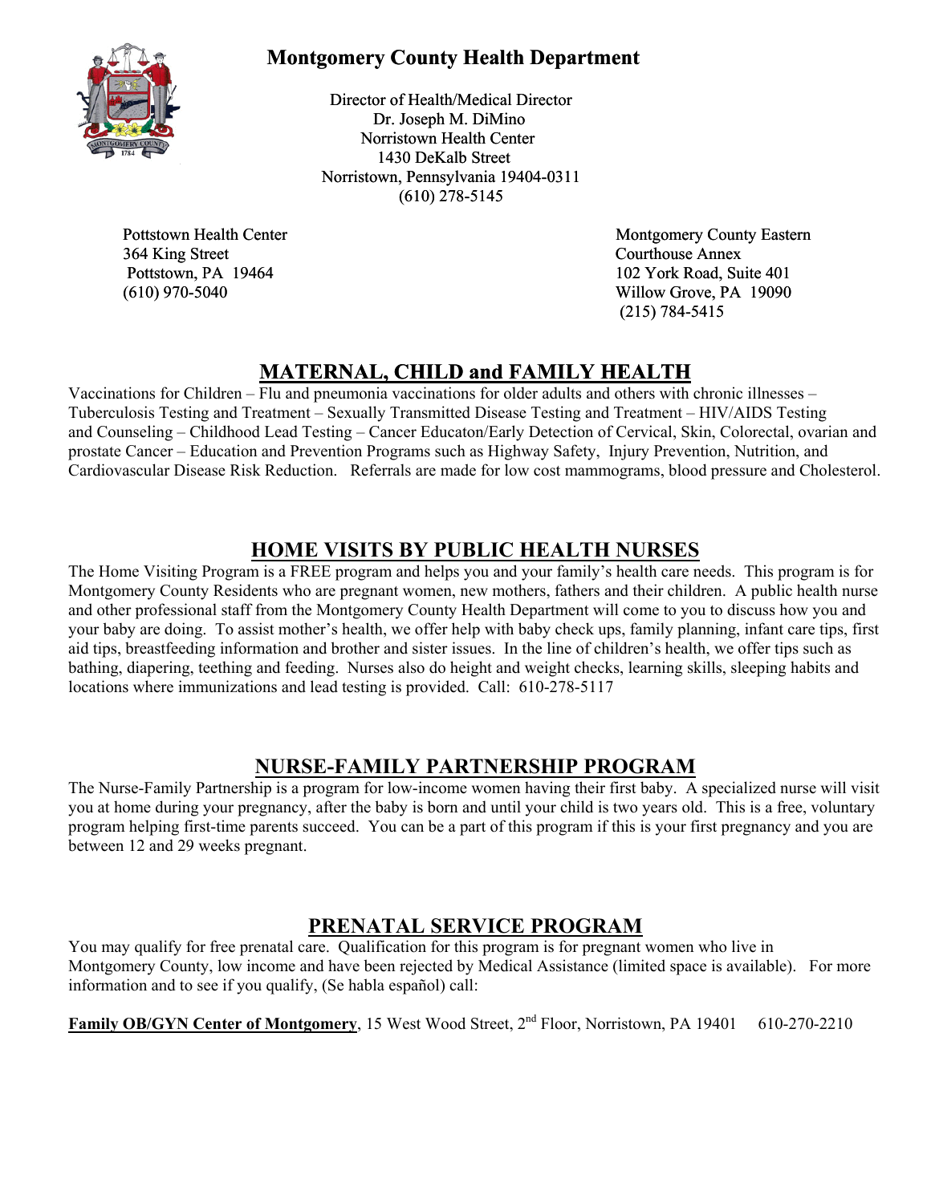# Montgomery County Health Department

Director of Health/Medical Director
Dr. Joseph M. DiMino
Norristown Health Center
1430 DeKalb Street
Norristown, Pennsylvania 19404-0311
(610) 278-5145

Pottstown Health Center
364 King Street
Pottstown, PA 19464
(610) 970-5040

Montgomery County Eastern
Courthouse Annex
102 York Road, Suite 401
Willow Grove, PA 19090
(215) 784-5415

## MATERNAL, CHILD and FAMILY HEALTH

Vaccinations for Children – Flu and pneumonia vaccinations for older adults and others with chronic illnesses – Tuberculosis Testing and Treatment – Sexually Transmitted Disease Testing and Treatment – HIV/AIDS Testing and Counseling – Childhood Lead Testing – Cancer Educaton/Early Detection of Cervical, Skin, Colorectal, ovarian and prostate Cancer – Education and Prevention Programs such as Highway Safety, Injury Prevention, Nutrition, and Cardiovascular Disease Risk Reduction. Referrals are made for low cost mammograms, blood pressure and Cholesterol.

## HOME VISITS BY PUBLIC HEALTH NURSES

The Home Visiting Program is a FREE program and helps you and your family's health care needs. This program is for Montgomery County Residents who are pregnant women, new mothers, fathers and their children. A public health nurse and other professional staff from the Montgomery County Health Department will come to you to discuss how you and your baby are doing. To assist mother's health, we offer help with baby check ups, family planning, infant care tips, first aid tips, breastfeeding information and brother and sister issues. In the line of children's health, we offer tips such as bathing, diapering, teething and feeding. Nurses also do height and weight checks, learning skills, sleeping habits and locations where immunizations and lead testing is provided. Call: 610-278-5117

## NURSE-FAMILY PARTNERSHIP PROGRAM

The Nurse-Family Partnership is a program for low-income women having their first baby. A specialized nurse will visit you at home during your pregnancy, after the baby is born and until your child is two years old. This is a free, voluntary program helping first-time parents succeed. You can be a part of this program if this is your first pregnancy and you are between 12 and 29 weeks pregnant.

## PRENATAL SERVICE PROGRAM

You may qualify for free prenatal care. Qualification for this program is for pregnant women who live in Montgomery County, low income and have been rejected by Medical Assistance (limited space is available). For more information and to see if you qualify, (Se habla español) call:

**Family OB/GYN Center of Montgomery**, 15 West Wood Street, 2nd Floor, Norristown, PA 19401 610-270-2210